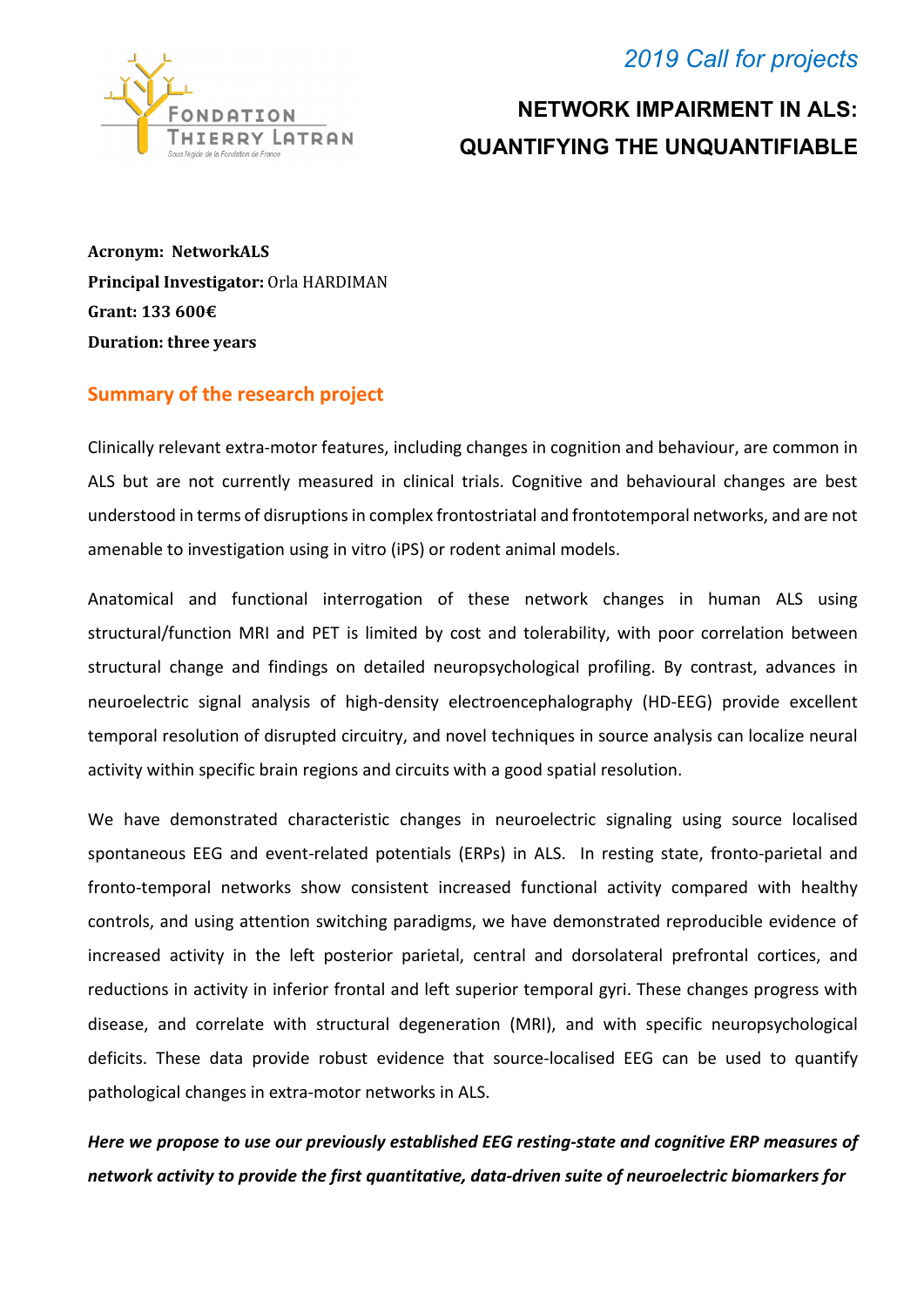*2019 Call for projects*

# NETWORK IMPAIRMENT IN ALS: QUANTIFYING THE UNQUANTIFIABLE

**Acronym: NetworkALS**
**Principal Investigator:** Orla HARDIMAN
**Grant: 133 600€**
**Duration: three years**

## Summary of the research project

Clinically relevant extra-motor features, including changes in cognition and behaviour, are common in ALS but are not currently measured in clinical trials. Cognitive and behavioural changes are best understood in terms of disruptions in complex frontostriatal and frontotemporal networks, and are not amenable to investigation using in vitro (iPS) or rodent animal models.

Anatomical and functional interrogation of these network changes in human ALS using structural/function MRI and PET is limited by cost and tolerability, with poor correlation between structural change and findings on detailed neuropsychological profiling. By contrast, advances in neuroelectric signal analysis of high-density electroencephalography (HD-EEG) provide excellent temporal resolution of disrupted circuitry, and novel techniques in source analysis can localize neural activity within specific brain regions and circuits with a good spatial resolution.

We have demonstrated characteristic changes in neuroelectric signaling using source localised spontaneous EEG and event-related potentials (ERPs) in ALS. In resting state, fronto-parietal and fronto-temporal networks show consistent increased functional activity compared with healthy controls, and using attention switching paradigms, we have demonstrated reproducible evidence of increased activity in the left posterior parietal, central and dorsolateral prefrontal cortices, and reductions in activity in inferior frontal and left superior temporal gyri. These changes progress with disease, and correlate with structural degeneration (MRI), and with specific neuropsychological deficits. These data provide robust evidence that source-localised EEG can be used to quantify pathological changes in extra-motor networks in ALS.

***Here we propose to use our previously established EEG resting-state and cognitive ERP measures of network activity to provide the first quantitative, data-driven suite of neuroelectric biomarkers for***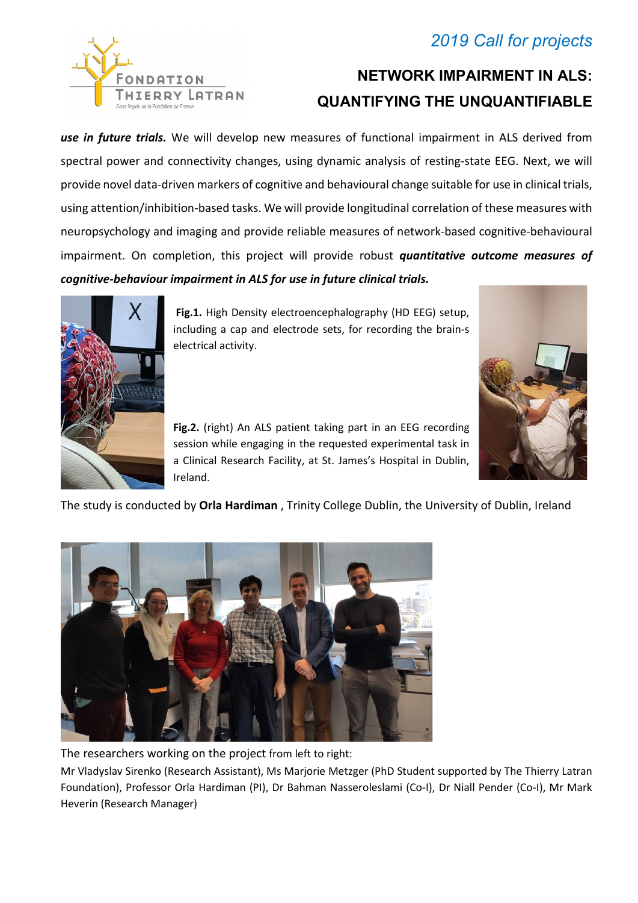*2019 Call for projects*

# NETWORK IMPAIRMENT IN ALS: QUANTIFYING THE UNQUANTIFIABLE

***use in future trials.*** We will develop new measures of functional impairment in ALS derived from spectral power and connectivity changes, using dynamic analysis of resting-state EEG. Next, we will provide novel data-driven markers of cognitive and behavioural change suitable for use in clinical trials, using attention/inhibition-based tasks. We will provide longitudinal correlation of these measures with neuropsychology and imaging and provide reliable measures of network-based cognitive-behavioural impairment. On completion, this project will provide robust ***quantitative outcome measures of cognitive-behaviour impairment in ALS for use in future clinical trials.***

**Fig.1.** High Density electroencephalography (HD EEG) setup, including a cap and electrode sets, for recording the brain-s electrical activity.

**Fig.2.** (right) An ALS patient taking part in an EEG recording session while engaging in the requested experimental task in a Clinical Research Facility, at St. James's Hospital in Dublin, Ireland.

The study is conducted by **Orla Hardiman** , Trinity College Dublin, the University of Dublin, Ireland

The researchers working on the project from left to right:
Mr Vladyslav Sirenko (Research Assistant), Ms Marjorie Metzger (PhD Student supported by The Thierry Latran Foundation), Professor Orla Hardiman (PI), Dr Bahman Nasseroleslami (Co-I), Dr Niall Pender (Co-I), Mr Mark Heverin (Research Manager)